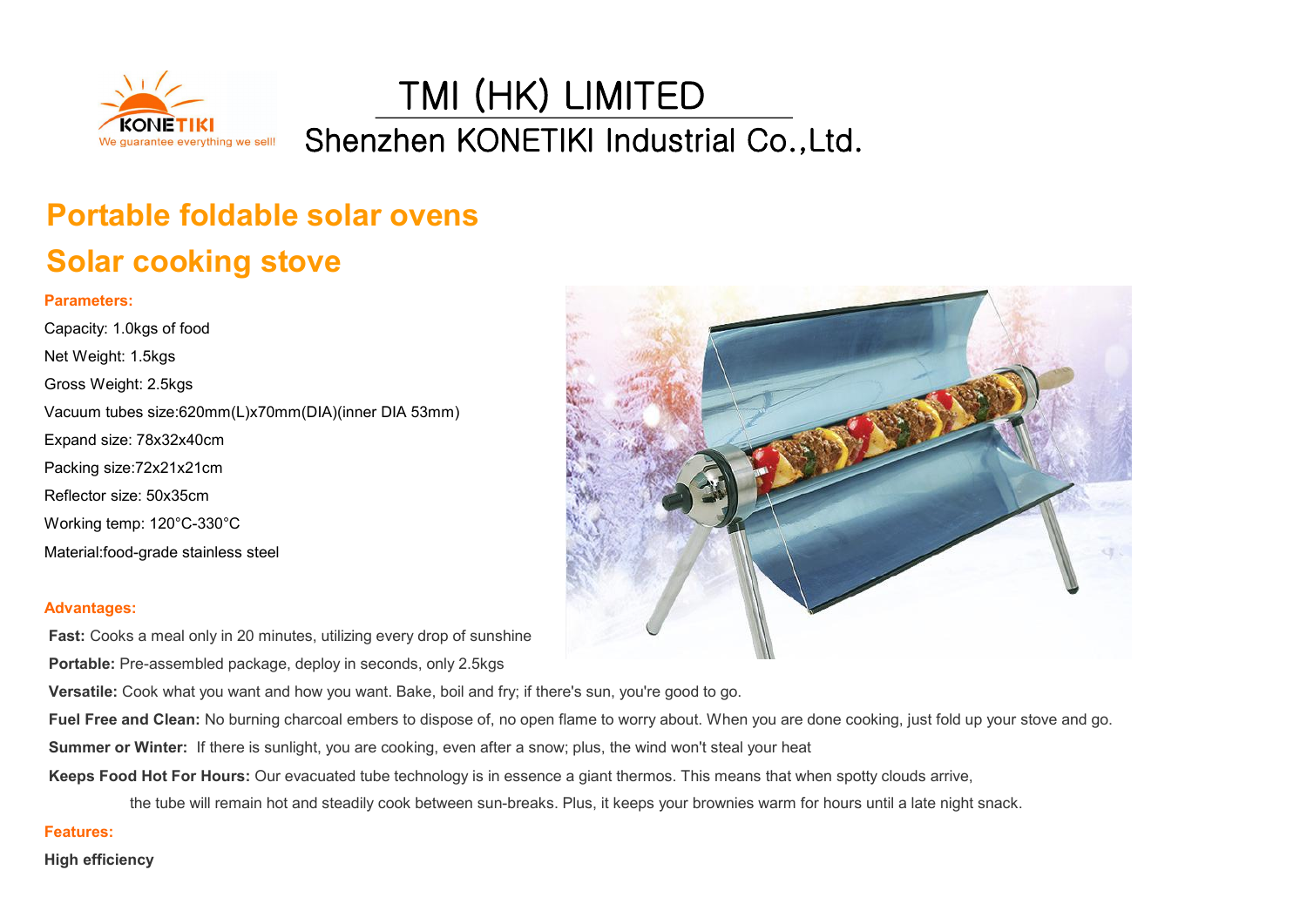# TMI (HK) LIMITED

## Shenzhen KONETIKI Industrial Co.,Ltd.

KONETIKI
We guarantee everything we sell!

# Portable foldable solar ovens

# Solar cooking stove

**Parameters:**

Capacity: 1.0kgs of food

Net Weight: 1.5kgs

Gross Weight: 2.5kgs

Vacuum tubes size:620mm(L)x70mm(DIA)(inner DIA 53mm)

Expand size: 78x32x40cm

Packing size:72x21x21cm

Reflector size: 50x35cm

Working temp: 120°C-330°C

Material:food-grade stainless steel

**Advantages:**

**Fast:** Cooks a meal only in 20 minutes, utilizing every drop of sunshine

**Portable:** Pre-assembled package, deploy in seconds, only 2.5kgs

**Versatile:** Cook what you want and how you want. Bake, boil and fry; if there's sun, you're good to go.

**Fuel Free and Clean:** No burning charcoal embers to dispose of, no open flame to worry about. When you are done cooking, just fold up your stove and go.

**Summer or Winter:** If there is sunlight, you are cooking, even after a snow; plus, the wind won't steal your heat

**Keeps Food Hot For Hours:** Our evacuated tube technology is in essence a giant thermos. This means that when spotty clouds arrive, the tube will remain hot and steadily cook between sun-breaks. Plus, it keeps your brownies warm for hours until a late night snack.

**Features:**

**High efficiency**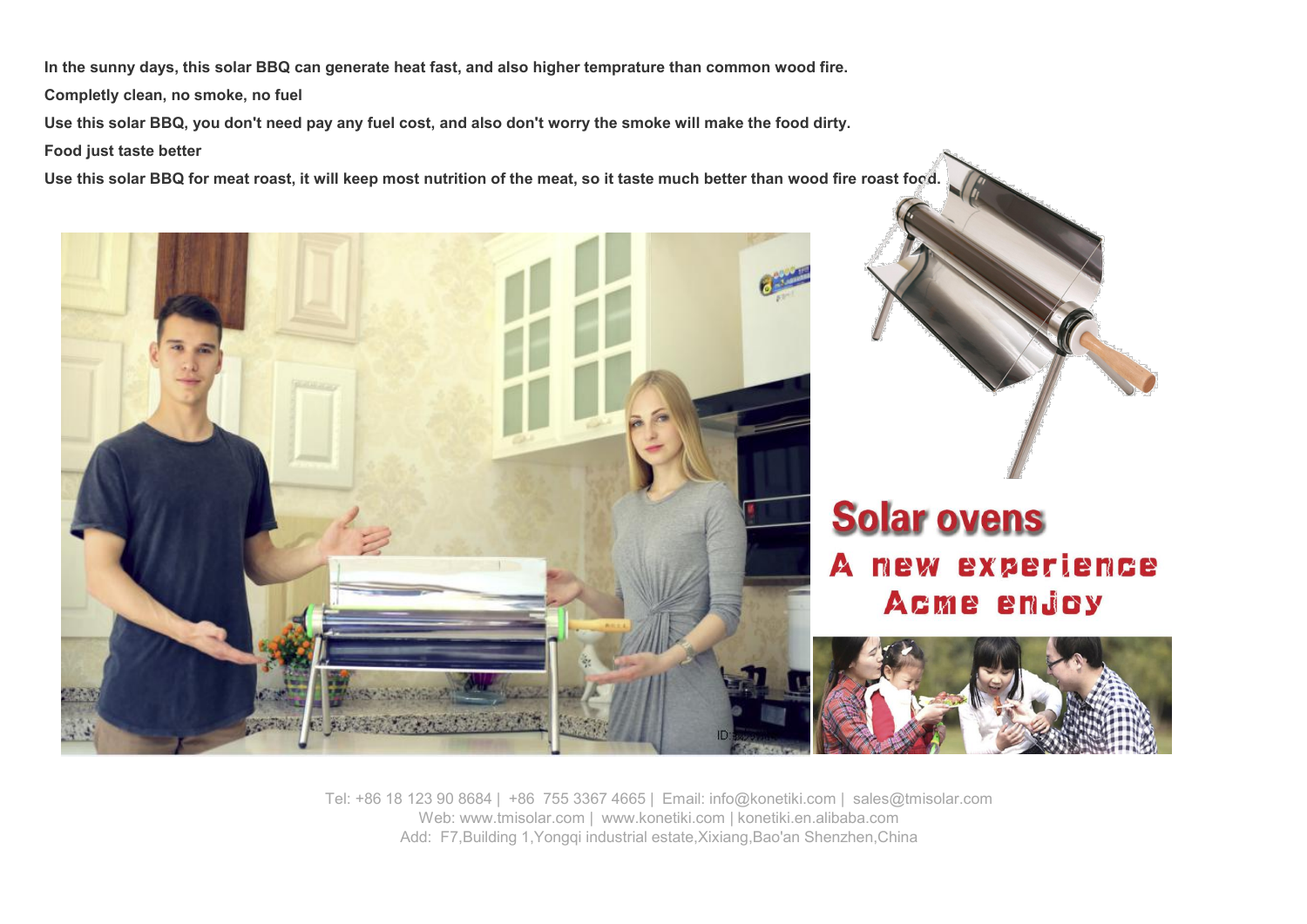**In the sunny days, this solar BBQ can generate heat fast, and also higher temprature than common wood fire.**

**Completly clean, no smoke, no fuel**

**Use this solar BBQ, you don't need pay any fuel cost, and also don't worry the smoke will make the food dirty.**

**Food just taste better**

**Use this solar BBQ for meat roast, it will keep most nutrition of the meat, so it taste much better than wood fire roast food.**

Solar ovens

A new experience

Acme enjoy

Tel: +86 18 123 90 8684 | +86 755 3367 4665 | Email: info@konetiki.com | sales@tmisolar.com
Web: www.tmisolar.com | www.konetiki.com | konetiki.en.alibaba.com
Add: F7,Building 1,Yongqi industrial estate,Xixiang,Bao'an Shenzhen,China